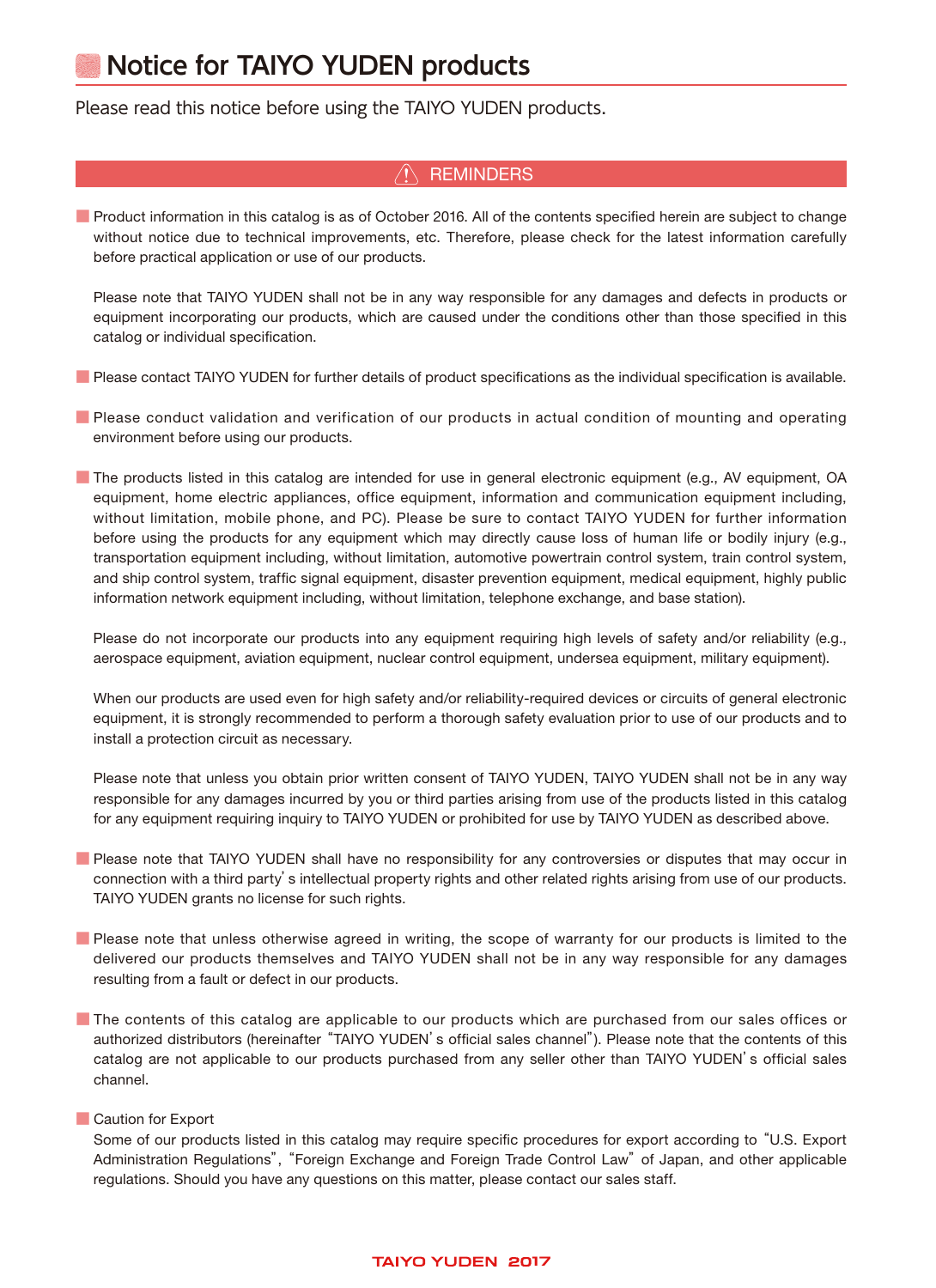# Notice for TAIYO YUDEN products

Please read this notice before using the TAIYO YUDEN products.

## ⚠ REMINDERS

- Product information in this catalog is as of October 2016. All of the contents specified herein are subject to change without notice due to technical improvements, etc. Therefore, please check for the latest information carefully before practical application or use of our products.

  Please note that TAIYO YUDEN shall not be in any way responsible for any damages and defects in products or equipment incorporating our products, which are caused under the conditions other than those specified in this catalog or individual specification.

- Please contact TAIYO YUDEN for further details of product specifications as the individual specification is available.

- Please conduct validation and verification of our products in actual condition of mounting and operating environment before using our products.

- The products listed in this catalog are intended for use in general electronic equipment (e.g., AV equipment, OA equipment, home electric appliances, office equipment, information and communication equipment including, without limitation, mobile phone, and PC). Please be sure to contact TAIYO YUDEN for further information before using the products for any equipment which may directly cause loss of human life or bodily injury (e.g., transportation equipment including, without limitation, automotive powertrain control system, train control system, and ship control system, traffic signal equipment, disaster prevention equipment, medical equipment, highly public information network equipment including, without limitation, telephone exchange, and base station).

  Please do not incorporate our products into any equipment requiring high levels of safety and/or reliability (e.g., aerospace equipment, aviation equipment, nuclear control equipment, undersea equipment, military equipment).

  When our products are used even for high safety and/or reliability-required devices or circuits of general electronic equipment, it is strongly recommended to perform a thorough safety evaluation prior to use of our products and to install a protection circuit as necessary.

  Please note that unless you obtain prior written consent of TAIYO YUDEN, TAIYO YUDEN shall not be in any way responsible for any damages incurred by you or third parties arising from use of the products listed in this catalog for any equipment requiring inquiry to TAIYO YUDEN or prohibited for use by TAIYO YUDEN as described above.

- Please note that TAIYO YUDEN shall have no responsibility for any controversies or disputes that may occur in connection with a third party's intellectual property rights and other related rights arising from use of our products. TAIYO YUDEN grants no license for such rights.

- Please note that unless otherwise agreed in writing, the scope of warranty for our products is limited to the delivered our products themselves and TAIYO YUDEN shall not be in any way responsible for any damages resulting from a fault or defect in our products.

- The contents of this catalog are applicable to our products which are purchased from our sales offices or authorized distributors (hereinafter "TAIYO YUDEN's official sales channel"). Please note that the contents of this catalog are not applicable to our products purchased from any seller other than TAIYO YUDEN's official sales channel.

- Caution for Export

  Some of our products listed in this catalog may require specific procedures for export according to "U.S. Export Administration Regulations", "Foreign Exchange and Foreign Trade Control Law" of Japan, and other applicable regulations. Should you have any questions on this matter, please contact our sales staff.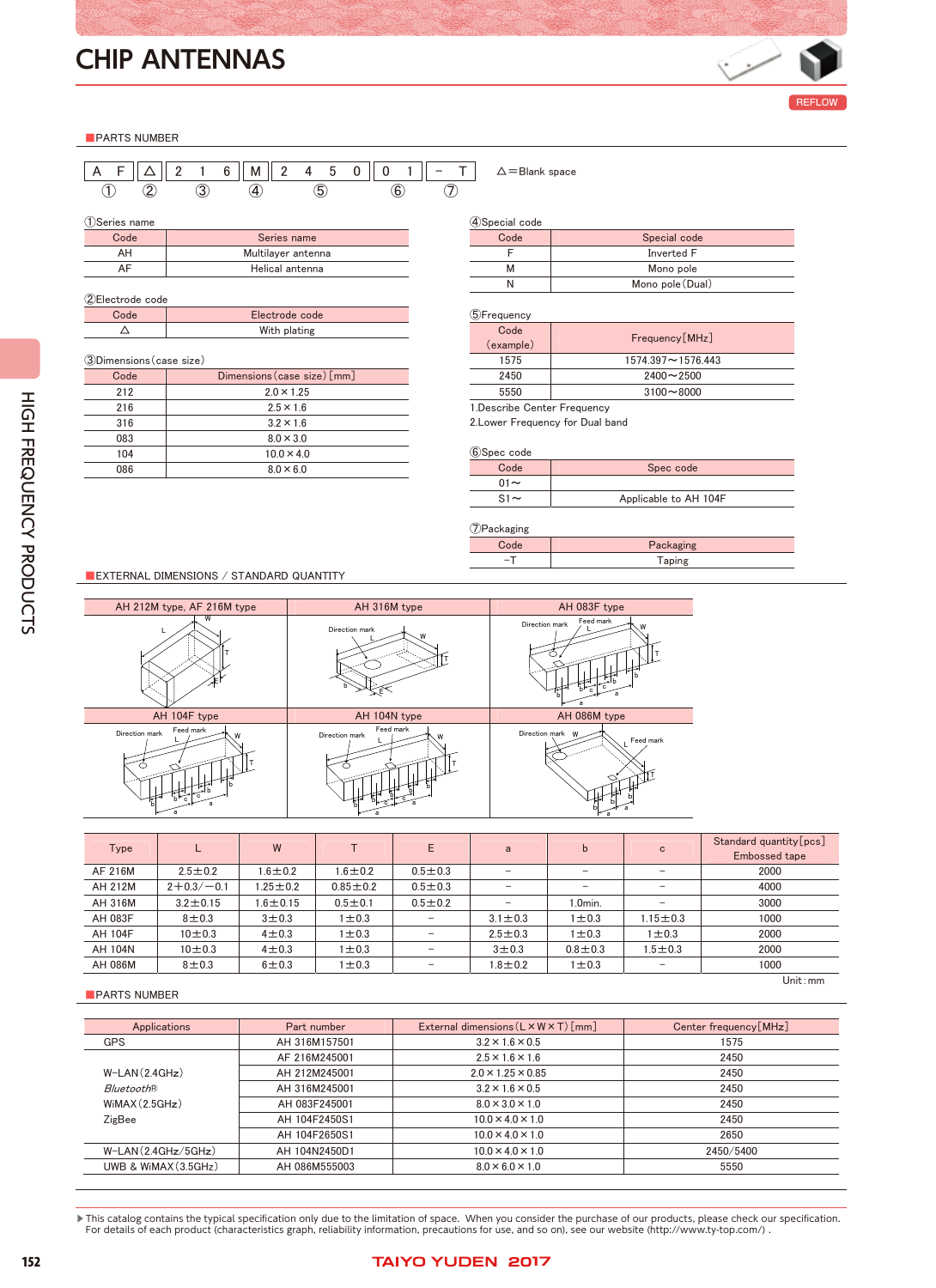# CHIP ANTENNAS

REFLOW

## PARTS NUMBER

| A | F | △ | 2 | 1 | 6 | M | 2 | 4 | 5 | 0 | 0 | 1 | − | T |
|---|---|---|---|---|---|---|---|---|---|---|---|---|---|---|
| ① | | ② | ③ | | | ④ | ⑤ | | | | ⑥ | | ⑦ | |

△=Blank space

①Series name

| Code | Series name |
|---|---|
| AH | Multilayer antenna |
| AF | Helical antenna |

②Electrode code

| Code | Electrode code |
|---|---|
| △ | With plating |

③Dimensions (case size)

| Code | Dimensions (case size) [mm] |
|---|---|
| 212 | 2.0×1.25 |
| 216 | 2.5×1.6 |
| 316 | 3.2×1.6 |
| 083 | 8.0×3.0 |
| 104 | 10.0×4.0 |
| 086 | 8.0×6.0 |

④Special code

| Code | Special code |
|---|---|
| F | Inverted F |
| M | Mono pole |
| N | Mono pole (Dual) |

⑤Frequency

| Code (example) | Frequency [MHz] |
|---|---|
| 1575 | 1574.397〜1576.443 |
| 2450 | 2400〜2500 |
| 5550 | 3100〜8000 |

1.Describe Center Frequency
2.Lower Frequency for Dual band

⑥Spec code

| Code | Spec code |
|---|---|
| 01〜 | |
| S1〜 | Applicable to AH 104F |

⑦Packaging

| Code | Packaging |
|---|---|
| −T | Taping |

## EXTERNAL DIMENSIONS / STANDARD QUANTITY

AH 212M type, AF 216M type | AH 316M type | AH 083F type | AH 104F type | AH 104N type | AH 086M type

| Type | L | W | T | E | a | b | c | Standard quantity [pcs] Embossed tape |
|---|---|---|---|---|---|---|---|---|
| AF 216M | 2.5±0.2 | 1.6±0.2 | 1.6±0.2 | 0.5±0.3 | − | − | − | 2000 |
| AH 212M | 2+0.3/−0.1 | 1.25±0.2 | 0.85±0.2 | 0.5±0.3 | − | − | − | 4000 |
| AH 316M | 3.2±0.15 | 1.6±0.15 | 0.5±0.1 | 0.5±0.2 | − | 1.0min. | − | 3000 |
| AH 083F | 8±0.3 | 3±0.3 | 1±0.3 | − | 3.1±0.3 | 1±0.3 | 1.15±0.3 | 1000 |
| AH 104F | 10±0.3 | 4±0.3 | 1±0.3 | − | 2.5±0.3 | 1±0.3 | 1±0.3 | 2000 |
| AH 104N | 10±0.3 | 4±0.3 | 1±0.3 | − | 3±0.3 | 0.8±0.3 | 1.5±0.3 | 2000 |
| AH 086M | 8±0.3 | 6±0.3 | 1±0.3 | − | 1.8±0.2 | 1±0.3 | − | 1000 |

Unit : mm

## PARTS NUMBER

| Applications | Part number | External dimensions (L×W×T) [mm] | Center frequency [MHz] |
|---|---|---|---|
| GPS | AH 316M157501 | 3.2×1.6×0.5 | 1575 |
| W-LAN (2.4GHz) *Bluetooth*® WiMAX (2.5GHz) ZigBee | AF 216M245001 | 2.5×1.6×1.6 | 2450 |
| | AH 212M245001 | 2.0×1.25×0.85 | 2450 |
| | AH 316M245001 | 3.2×1.6×0.5 | 2450 |
| | AH 083F245001 | 8.0×3.0×1.0 | 2450 |
| | AH 104F2450S1 | 10.0×4.0×1.0 | 2450 |
| | AH 104F2650S1 | 10.0×4.0×1.0 | 2650 |
| W-LAN (2.4GHz/5GHz) | AH 104N2450D1 | 10.0×4.0×1.0 | 2450/5400 |
| UWB & WiMAX (3.5GHz) | AH 086M555003 | 8.0×6.0×1.0 | 5550 |

▶This catalog contains the typical specification only due to the limitation of space. When you consider the purchase of our products, please check our specification. For details of each product (characteristics graph, reliability information, precautions for use, and so on), see our website (http://www.ty-top.com/) .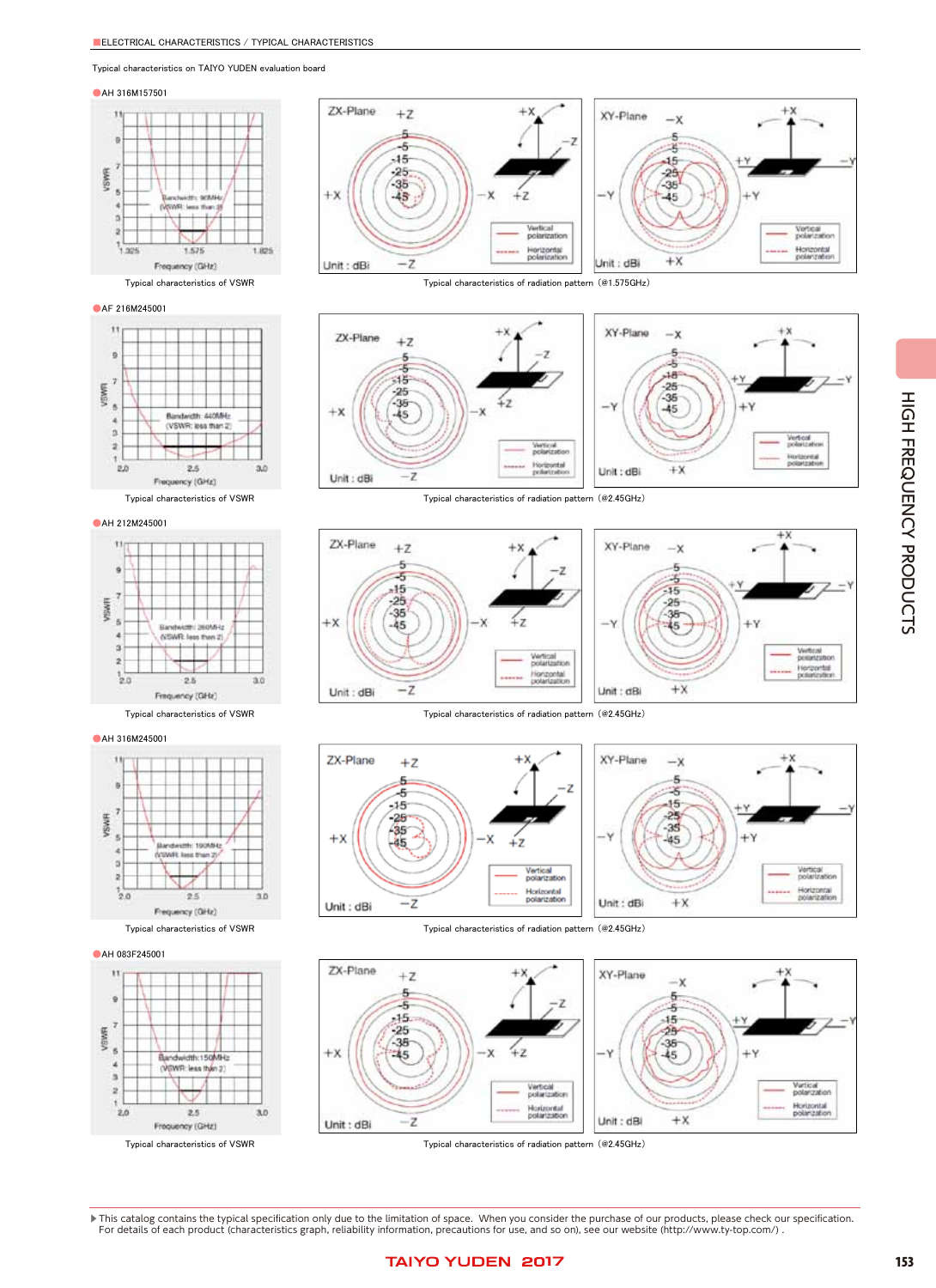■ELECTRICAL CHARACTERISTICS / TYPICAL CHARACTERISTICS

Typical characteristics on TAIYO YUDEN evaluation board

●AH 316M157501

Typical characteristics of VSWR

Typical characteristics of radiation pattern（@1.575GHz）

●AF 216M245001

Typical characteristics of VSWR

Typical characteristics of radiation pattern（@2.45GHz）

●AH 212M245001

Typical characteristics of VSWR

Typical characteristics of radiation pattern（@2.45GHz）

●AH 316M245001

Typical characteristics of VSWR

Typical characteristics of radiation pattern（@2.45GHz）

●AH 083F245001

Typical characteristics of VSWR

Typical characteristics of radiation pattern（@2.45GHz）

▶This catalog contains the typical specification only due to the limitation of space. When you consider the purchase of our products, please check our specification. For details of each product (characteristics graph, reliability information, precautions for use, and so on), see our website (http://www.ty-top.com/) .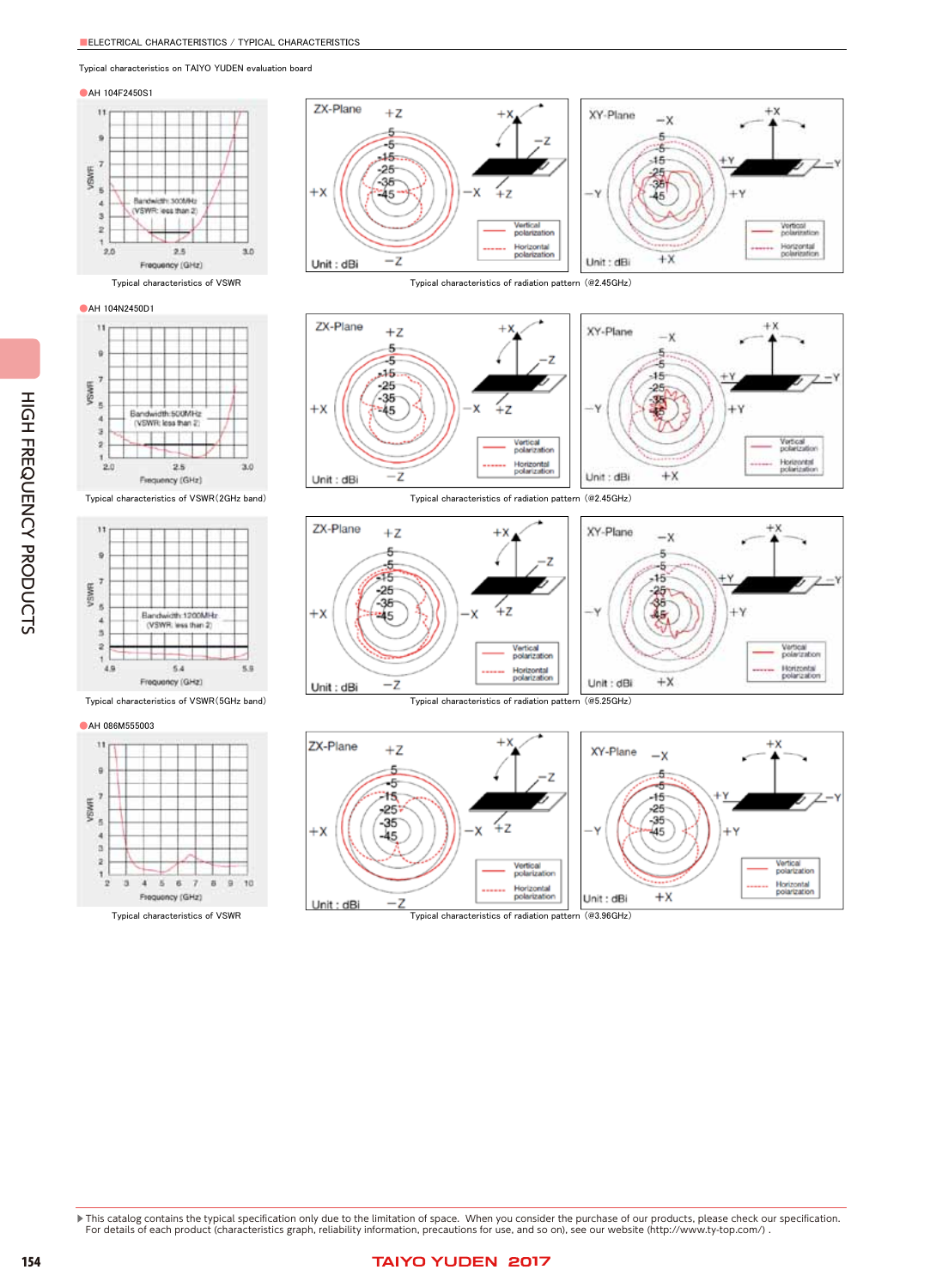■ELECTRICAL CHARACTERISTICS / TYPICAL CHARACTERISTICS

Typical characteristics on TAIYO YUDEN evaluation board

●AH 104F2450S1

Typical characteristics of VSWR

Typical characteristics of radiation pattern (@2.45GHz)

●AH 104N2450D1

Typical characteristics of VSWR(2GHz band)

Typical characteristics of radiation pattern (@2.45GHz)

Typical characteristics of VSWR(5GHz band)

Typical characteristics of radiation pattern (@5.25GHz)

●AH 086M555003

Typical characteristics of VSWR

Typical characteristics of radiation pattern (@3.96GHz)

▶This catalog contains the typical specification only due to the limitation of space. When you consider the purchase of our products, please check our specification. For details of each product (characteristics graph, reliability information, precautions for use, and so on), see our website (http://www.ty-top.com/) .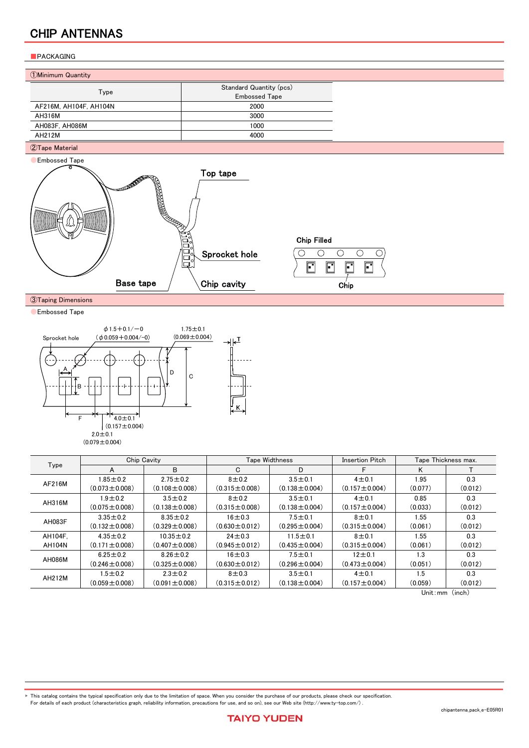# CHIP ANTENNAS

## PACKAGING

### ①Minimum Quantity

| Type | Standard Quantity (pcs) Embossed Tape |
|---|---|
| AF216M, AH104F, AH104N | 2000 |
| AH316M | 3000 |
| AH083F, AH086M | 1000 |
| AH212M | 4000 |

### ②Tape Material

Embossed Tape

Top tape

Sprocket hole

Base tape

Chip cavity

Chip Filled

Chip

### ③Taping Dimensions

Embossed Tape

Sprocket hole

φ1.5+0.1/−0 (φ0.059+0.004/−0)

1.75±0.1 (0.069±0.004)

4.0±0.1 (0.157±0.004)

2.0±0.1 (0.079±0.004)

| Type | Chip Cavity | | Tape Widthness | | Insertion Pitch | Tape Thickness max. | |
|---|---|---|---|---|---|---|---|
| | A | B | C | D | F | K | T |
| AF216M | 1.85±0.2 (0.073±0.008) | 2.75±0.2 (0.108±0.008) | 8±0.2 (0.315±0.008) | 3.5±0.1 (0.138±0.004) | 4±0.1 (0.157±0.004) | 1.95 (0.077) | 0.3 (0.012) |
| AH316M | 1.9±0.2 (0.075±0.008) | 3.5±0.2 (0.138±0.008) | 8±0.2 (0.315±0.008) | 3.5±0.1 (0.138±0.004) | 4±0.1 (0.157±0.004) | 0.85 (0.033) | 0.3 (0.012) |
| AH083F | 3.35±0.2 (0.132±0.008) | 8.35±0.2 (0.329±0.008) | 16±0.3 (0.630±0.012) | 7.5±0.1 (0.295±0.004) | 8±0.1 (0.315±0.004) | 1.55 (0.061) | 0.3 (0.012) |
| AH104F, AH104N | 4.35±0.2 (0.171±0.008) | 10.35±0.2 (0.407±0.008) | 24±0.3 (0.945±0.012) | 11.5±0.1 (0.435±0.004) | 8±0.1 (0.315±0.004) | 1.55 (0.061) | 0.3 (0.012) |
| AH086M | 6.25±0.2 (0.246±0.008) | 8.26±0.2 (0.325±0.008) | 16±0.3 (0.630±0.012) | 7.5±0.1 (0.296±0.004) | 12±0.1 (0.473±0.004) | 1.3 (0.051) | 0.3 (0.012) |
| AH212M | 1.5±0.2 (0.059±0.008) | 2.3±0.2 (0.091±0.008) | 8±0.3 (0.315±0.012) | 3.5±0.1 (0.138±0.004) | 4±0.1 (0.157±0.004) | 1.5 (0.059) | 0.3 (0.012) |

Unit: mm (inch)

▸ This catalog contains the typical specification only due to the limitation of space. When you consider the purchase of our products, please check our specification.
For details of each product (characteristics graph, reliability information, precautions for use, and so on), see our Web site (http://www.ty-top.com/).

chipantenna_pack_e-E05R01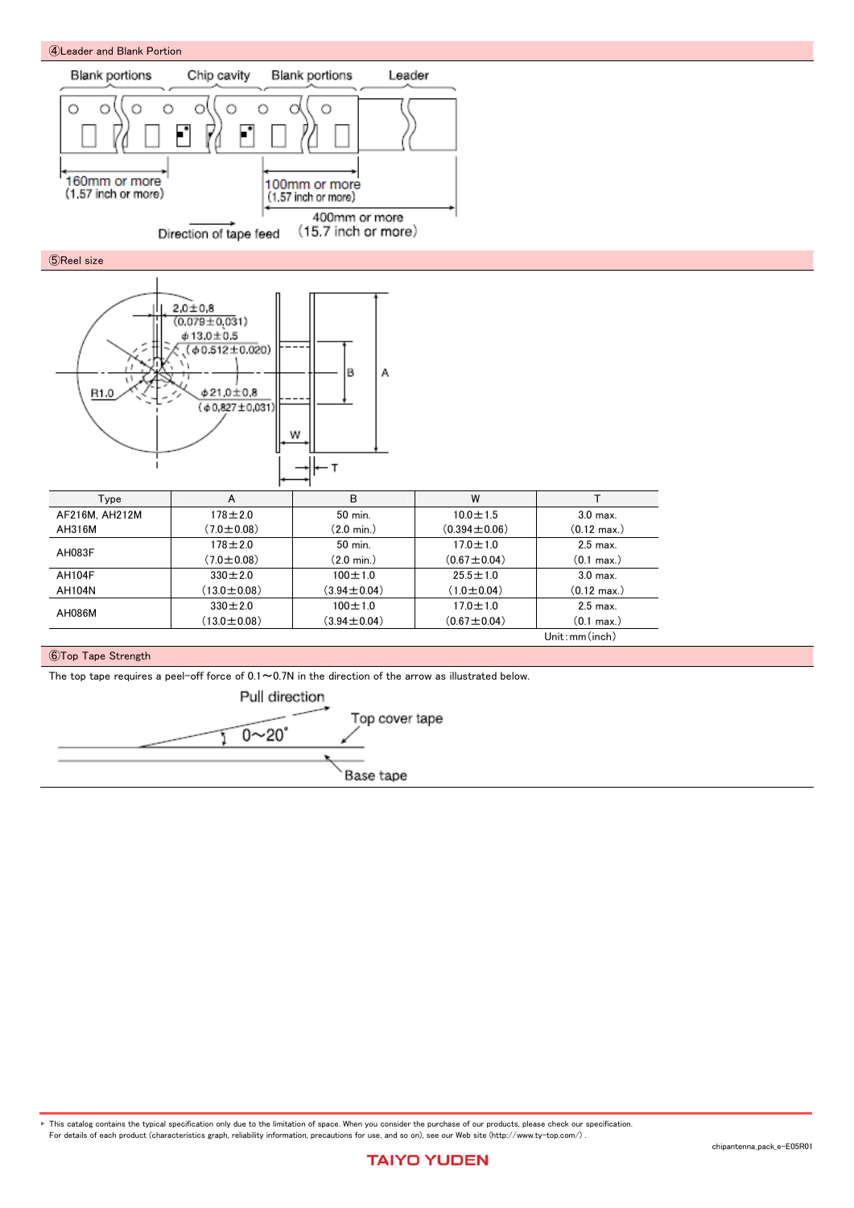## ④Leader and Blank Portion

Blank portions | Chip cavity | Blank portions | Leader

160mm or more (1.57 inch or more)

100mm or more (1.57 inch or more)

400mm or more (15.7 inch or more)

Direction of tape feed

## ⑤Reel size

2.0±0.8 (0.079±0.031)

φ13.0±0.5 (φ0.512±0.020)

φ21.0±0.8 (φ0.827±0.031)

R1.0

| Type | A | B | W | T |
|---|---|---|---|---|
| AF216M, AH212M<br>AH316M | 178±2.0<br>(7.0±0.08) | 50 min.<br>(2.0 min.) | 10.0±1.5<br>(0.394±0.06) | 3.0 max.<br>(0.12 max.) |
| AH083F | 178±2.0<br>(7.0±0.08) | 50 min.<br>(2.0 min.) | 17.0±1.0<br>(0.67±0.04) | 2.5 max.<br>(0.1 max.) |
| AH104F<br>AH104N | 330±2.0<br>(13.0±0.08) | 100±1.0<br>(3.94±0.04) | 25.5±1.0<br>(1.0±0.04) | 3.0 max.<br>(0.12 max.) |
| AH086M | 330±2.0<br>(13.0±0.08) | 100±1.0<br>(3.94±0.04) | 17.0±1.0<br>(0.67±0.04) | 2.5 max.<br>(0.1 max.) |

Unit：mm (inch)

## ⑥Top Tape Strength

The top tape requires a peel-off force of 0.1～0.7N in the direction of the arrow as illustrated below.

Pull direction

Top cover tape

0～20°

Base tape

▶ This catalog contains the typical specification only due to the limitation of space. When you consider the purchase of our products, please check our specification.
For details of each product (characteristics graph, reliability information, precautions for use, and so on), see our Web site (http://www.ty-top.com/) .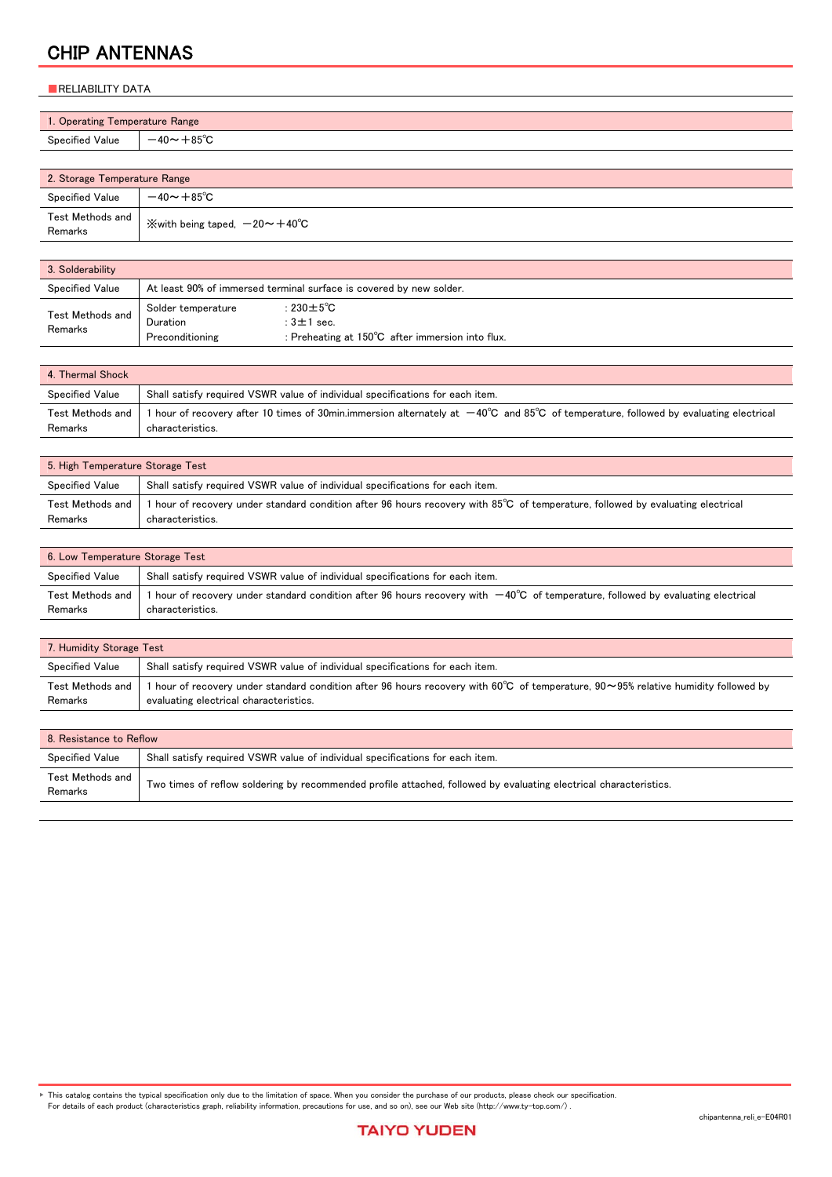# CHIP ANTENNAS

## RELIABILITY DATA

| 1. Operating Temperature Range | |
|---|---|
| Specified Value | −40～＋85℃ |

| 2. Storage Temperature Range | |
|---|---|
| Specified Value | −40～＋85℃ |
| Test Methods and Remarks | ※with being taped, −20～＋40℃ |

| 3. Solderability | |
|---|---|
| Specified Value | At least 90% of immersed terminal surface is covered by new solder. |
| Test Methods and Remarks | Solder temperature : 230±5℃<br>Duration : 3±1 sec.<br>Preconditioning : Preheating at 150℃ after immersion into flux. |

| 4. Thermal Shock | |
|---|---|
| Specified Value | Shall satisfy required VSWR value of individual specifications for each item. |
| Test Methods and Remarks | 1 hour of recovery after 10 times of 30min.immersion alternately at −40℃ and 85℃ of temperature, followed by evaluating electrical characteristics. |

| 5. High Temperature Storage Test | |
|---|---|
| Specified Value | Shall satisfy required VSWR value of individual specifications for each item. |
| Test Methods and Remarks | 1 hour of recovery under standard condition after 96 hours recovery with 85℃ of temperature, followed by evaluating electrical characteristics. |

| 6. Low Temperature Storage Test | |
|---|---|
| Specified Value | Shall satisfy required VSWR value of individual specifications for each item. |
| Test Methods and Remarks | 1 hour of recovery under standard condition after 96 hours recovery with −40℃ of temperature, followed by evaluating electrical characteristics. |

| 7. Humidity Storage Test | |
|---|---|
| Specified Value | Shall satisfy required VSWR value of individual specifications for each item. |
| Test Methods and Remarks | 1 hour of recovery under standard condition after 96 hours recovery with 60℃ of temperature, 90～95% relative humidity followed by evaluating electrical characteristics. |

| 8. Resistance to Reflow | |
|---|---|
| Specified Value | Shall satisfy required VSWR value of individual specifications for each item. |
| Test Methods and Remarks | Two times of reflow soldering by recommended profile attached, followed by evaluating electrical characteristics. |

▶ This catalog contains the typical specification only due to the limitation of space. When you consider the purchase of our products, please check our specification.
For details of each product (characteristics graph, reliability information, precautions for use, and so on), see our Web site (http://www.ty-top.com/) .

chipantenna_reli_e-E04R01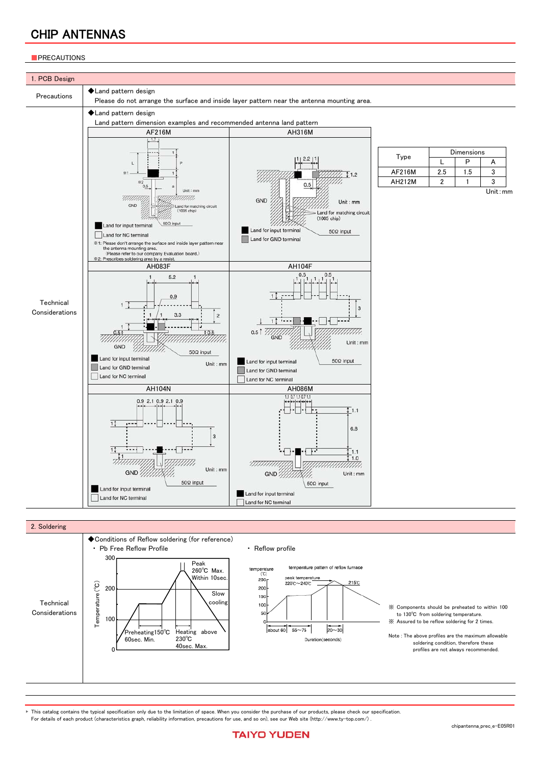# CHIP ANTENNAS

## PRECAUTIONS

### 1. PCB Design

**Precautions**

◆Land pattern design

Please do not arrange the surface and inside layer pattern near the antenna mounting area.

**Technical Considerations**

◆Land pattern design

Land pattern dimension examples and recommended antenna land pattern

AF216M

- Land for input terminal
- Land for NC terminal

※1: Please don't arrange the surface and inside layer pattern near the antenna mounting area. (Please refer to our company Evaluation board.)

※2: Prescribes soldering area by a resist.

Unit : mm

AH316M

- Land for input terminal
- Land for GND terminal

Unit : mm

AH083F

- Land for input terminal
- Land for GND terminal
- Land for NC terminal

Unit : mm

AH104F

- Land for input terminal
- Land for GND terminal
- Land for NC terminal

Unit : mm

AH104N

- Land for input terminal
- Land for NC terminal

Unit : mm

AH086M

- Land for input terminal
- Land for NC terminal

Unit : mm

| Type | Dimensions | | |
|---|---|---|---|
| | L | P | A |
| AF216M | 2.5 | 1.5 | 3 |
| AH212M | 2 | 1 | 3 |

Unit : mm

### 2. Soldering

**Technical Considerations**

◆Conditions of Reflow soldering (for reference)

・ Pb Free Reflow Profile

Peak 260℃ Max. Within 10sec. Preheating 150℃ 60sec. Min. Heating above 230℃ 40sec. Max. Slow cooling.

・ Reflow profile

temperature pattern of reflow furnace: peak temperature 220℃～240℃, 215℃; about 60, 55～75, 20～30 Duration(seconds)

※ Components should be preheated to within 100 to 130℃ from soldering temperature.

※ Assured to be reflow soldering for 2 times.

Note : The above profiles are the maximum allowable soldering condition, therefore these profiles are not always recommended.

▸ This catalog contains the typical specification only due to the limitation of space. When you consider the purchase of our products, please check our specification.
For details of each product (characteristics graph, reliability information, precautions for use, and so on), see our Web site (http://www.ty-top.com/) .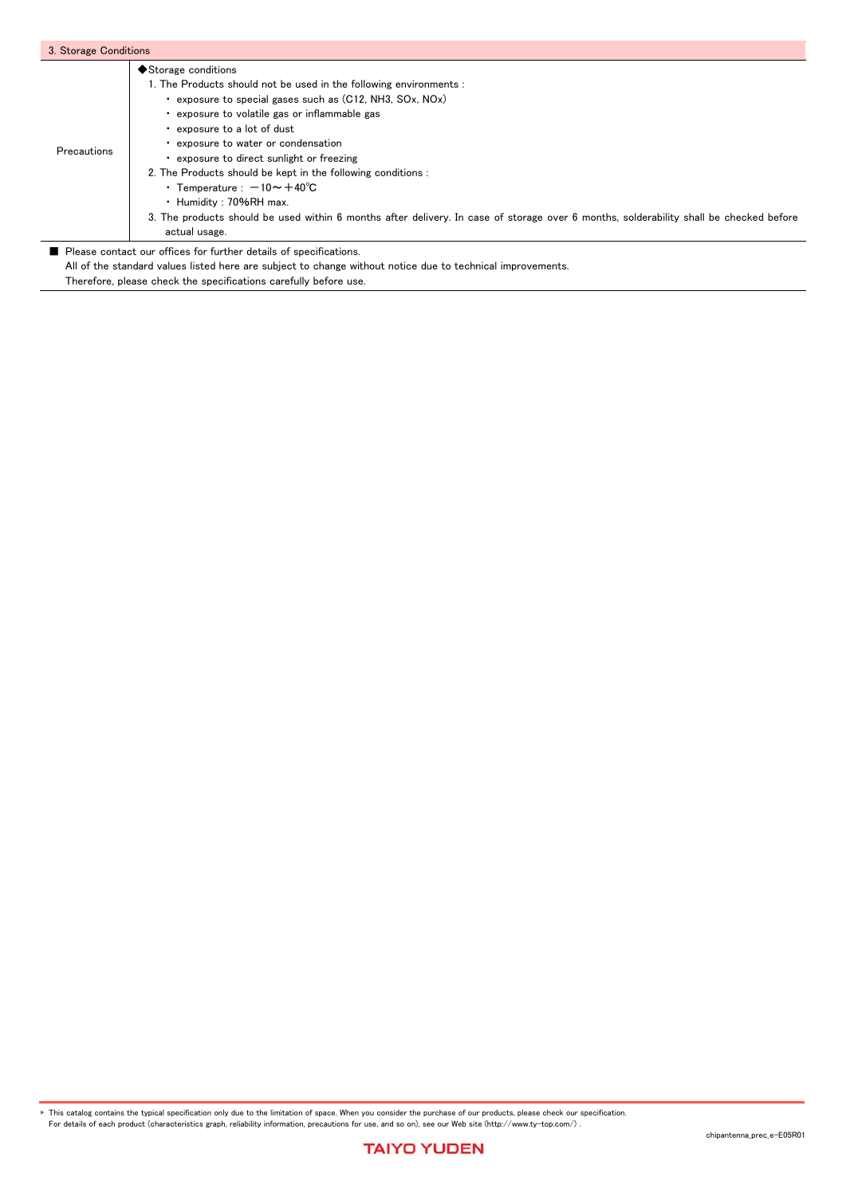| 3. Storage Conditions | |
|---|---|
| Precautions | ◆Storage conditions<br>1. The Products should not be used in the following environments :<br>・ exposure to special gases such as (C12, NH3, SOx, NOx)<br>・ exposure to volatile gas or inflammable gas<br>・ exposure to a lot of dust<br>・ exposure to water or condensation<br>・ exposure to direct sunlight or freezing<br>2. The Products should be kept in the following conditions :<br>・ Temperature : −10～＋40℃<br>・ Humidity : 70%RH max.<br>3. The products should be used within 6 months after delivery. In case of storage over 6 months, solderability shall be checked before actual usage. |

■ Please contact our offices for further details of specifications.
All of the standard values listed here are subject to change without notice due to technical improvements.
Therefore, please check the specifications carefully before use.

▶ This catalog contains the typical specification only due to the limitation of space. When you consider the purchase of our products, please check our specification.
For details of each product (characteristics graph, reliability information, precautions for use, and so on), see our Web site (http://www.ty-top.com/) .

chipantenna_prec_e-E05R01